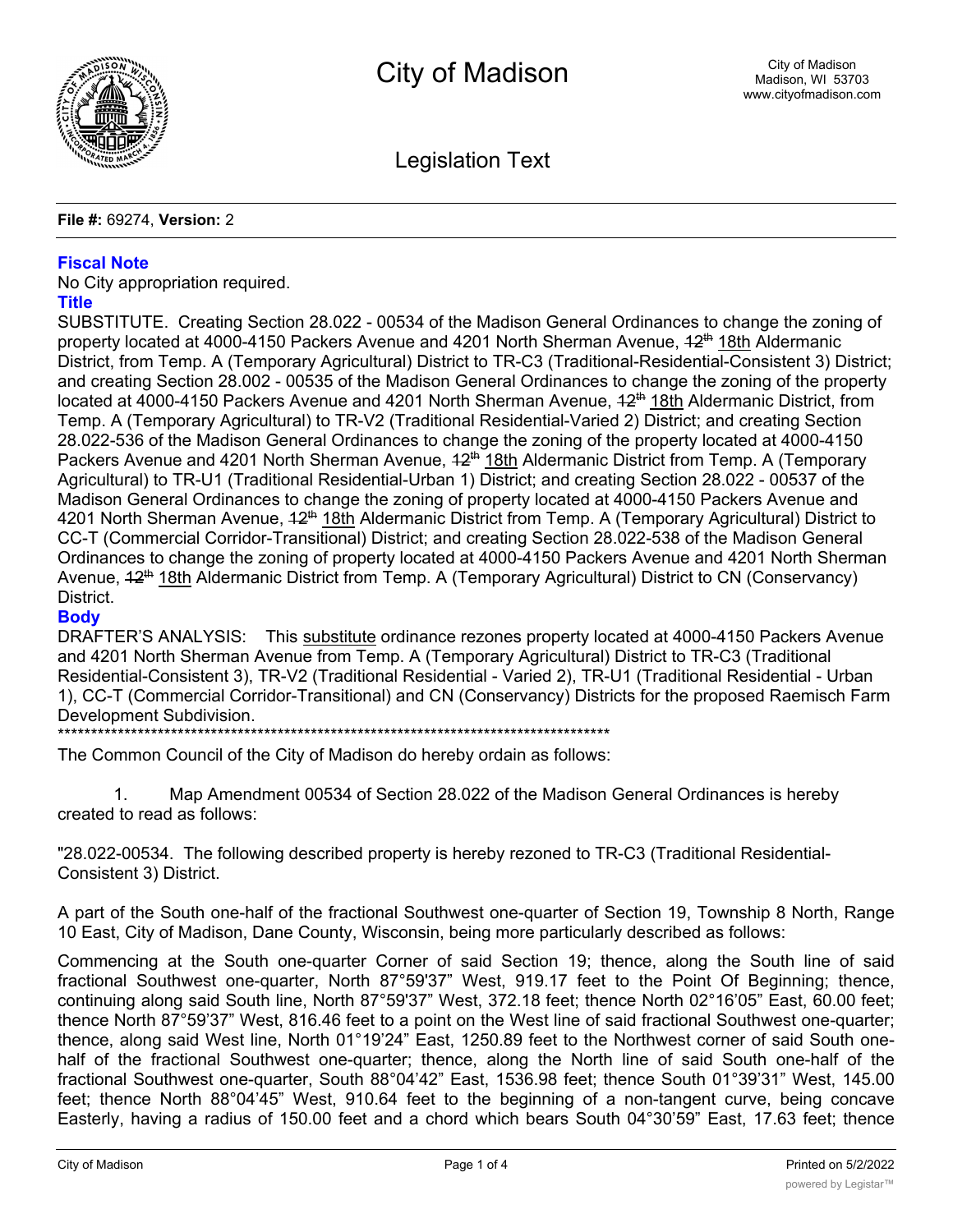City of Madison

City of Madison
Madison, WI 53703
www.cityofmadison.com

Legislation Text

**File #:** 69274, **Version:** 2

## Fiscal Note

No City appropriation required.

## Title

SUBSTITUTE. Creating Section 28.022 - 00534 of the Madison General Ordinances to change the zoning of property located at 4000-4150 Packers Avenue and 4201 North Sherman Avenue, ~~12th~~ 18th Aldermanic District, from Temp. A (Temporary Agricultural) District to TR-C3 (Traditional-Residential-Consistent 3) District; and creating Section 28.002 - 00535 of the Madison General Ordinances to change the zoning of the property located at 4000-4150 Packers Avenue and 4201 North Sherman Avenue, ~~12th~~ 18th Aldermanic District, from Temp. A (Temporary Agricultural) to TR-V2 (Traditional Residential-Varied 2) District; and creating Section 28.022-536 of the Madison General Ordinances to change the zoning of the property located at 4000-4150 Packers Avenue and 4201 North Sherman Avenue, ~~12th~~ 18th Aldermanic District from Temp. A (Temporary Agricultural) to TR-U1 (Traditional Residential-Urban 1) District; and creating Section 28.022 - 00537 of the Madison General Ordinances to change the zoning of property located at 4000-4150 Packers Avenue and 4201 North Sherman Avenue, ~~12th~~ 18th Aldermanic District from Temp. A (Temporary Agricultural) District to CC-T (Commercial Corridor-Transitional) District; and creating Section 28.022-538 of the Madison General Ordinances to change the zoning of property located at 4000-4150 Packers Avenue and 4201 North Sherman Avenue, ~~12th~~ 18th Aldermanic District from Temp. A (Temporary Agricultural) District to CN (Conservancy) District.

## Body

DRAFTER'S ANALYSIS: This substitute ordinance rezones property located at 4000-4150 Packers Avenue and 4201 North Sherman Avenue from Temp. A (Temporary Agricultural) District to TR-C3 (Traditional Residential-Consistent 3), TR-V2 (Traditional Residential - Varied 2), TR-U1 (Traditional Residential - Urban 1), CC-T (Commercial Corridor-Transitional) and CN (Conservancy) Districts for the proposed Raemisch Farm Development Subdivision.

***************************************************************************************

The Common Council of the City of Madison do hereby ordain as follows:

1. Map Amendment 00534 of Section 28.022 of the Madison General Ordinances is hereby created to read as follows:

"28.022-00534. The following described property is hereby rezoned to TR-C3 (Traditional Residential-Consistent 3) District.

A part of the South one-half of the fractional Southwest one-quarter of Section 19, Township 8 North, Range 10 East, City of Madison, Dane County, Wisconsin, being more particularly described as follows:

Commencing at the South one-quarter Corner of said Section 19; thence, along the South line of said fractional Southwest one-quarter, North 87°59'37" West, 919.17 feet to the Point Of Beginning; thence, continuing along said South line, North 87°59'37" West, 372.18 feet; thence North 02°16'05" East, 60.00 feet; thence North 87°59'37" West, 816.46 feet to a point on the West line of said fractional Southwest one-quarter; thence, along said West line, North 01°19'24" East, 1250.89 feet to the Northwest corner of said South one-half of the fractional Southwest one-quarter; thence, along the North line of said South one-half of the fractional Southwest one-quarter, South 88°04'42" East, 1536.98 feet; thence South 01°39'31" West, 145.00 feet; thence North 88°04'45" West, 910.64 feet to the beginning of a non-tangent curve, being concave Easterly, having a radius of 150.00 feet and a chord which bears South 04°30'59" East, 17.63 feet; thence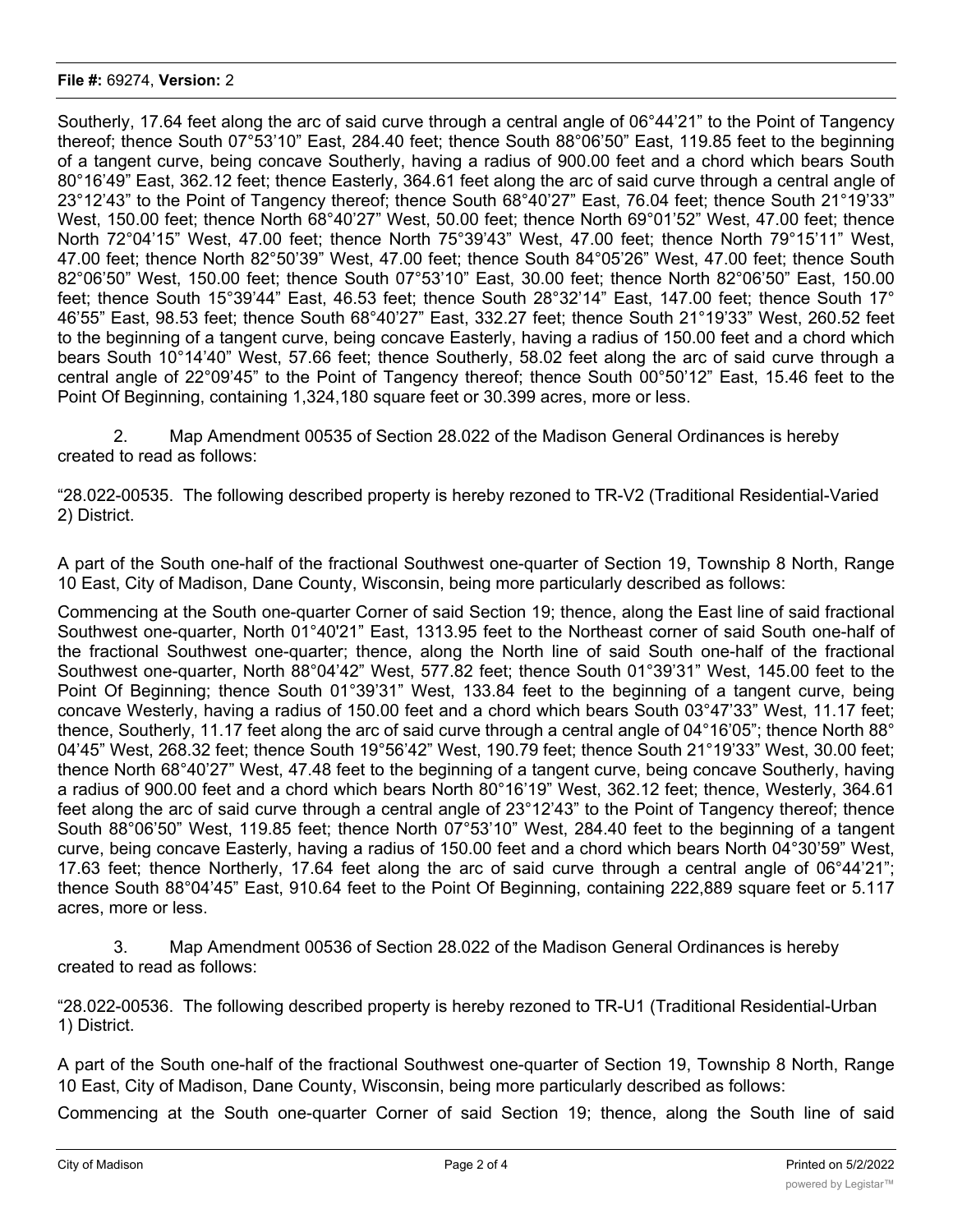Southerly, 17.64 feet along the arc of said curve through a central angle of 06°44'21" to the Point of Tangency thereof; thence South 07°53'10" East, 284.40 feet; thence South 88°06'50" East, 119.85 feet to the beginning of a tangent curve, being concave Southerly, having a radius of 900.00 feet and a chord which bears South 80°16'49" East, 362.12 feet; thence Easterly, 364.61 feet along the arc of said curve through a central angle of 23°12'43" to the Point of Tangency thereof; thence South 68°40'27" East, 76.04 feet; thence South 21°19'33" West, 150.00 feet; thence North 68°40'27" West, 50.00 feet; thence North 69°01'52" West, 47.00 feet; thence North 72°04'15" West, 47.00 feet; thence North 75°39'43" West, 47.00 feet; thence North 79°15'11" West, 47.00 feet; thence North 82°50'39" West, 47.00 feet; thence South 84°05'26" West, 47.00 feet; thence South 82°06'50" West, 150.00 feet; thence South 07°53'10" East, 30.00 feet; thence North 82°06'50" East, 150.00 feet; thence South 15°39'44" East, 46.53 feet; thence South 28°32'14" East, 147.00 feet; thence South 17° 46'55" East, 98.53 feet; thence South 68°40'27" East, 332.27 feet; thence South 21°19'33" West, 260.52 feet to the beginning of a tangent curve, being concave Easterly, having a radius of 150.00 feet and a chord which bears South 10°14'40" West, 57.66 feet; thence Southerly, 58.02 feet along the arc of said curve through a central angle of 22°09'45" to the Point of Tangency thereof; thence South 00°50'12" East, 15.46 feet to the Point Of Beginning, containing 1,324,180 square feet or 30.399 acres, more or less.

2. Map Amendment 00535 of Section 28.022 of the Madison General Ordinances is hereby created to read as follows:

"28.022-00535. The following described property is hereby rezoned to TR-V2 (Traditional Residential-Varied 2) District.

A part of the South one-half of the fractional Southwest one-quarter of Section 19, Township 8 North, Range 10 East, City of Madison, Dane County, Wisconsin, being more particularly described as follows:

Commencing at the South one-quarter Corner of said Section 19; thence, along the East line of said fractional Southwest one-quarter, North 01°40'21" East, 1313.95 feet to the Northeast corner of said South one-half of the fractional Southwest one-quarter; thence, along the North line of said South one-half of the fractional Southwest one-quarter, North 88°04'42" West, 577.82 feet; thence South 01°39'31" West, 145.00 feet to the Point Of Beginning; thence South 01°39'31" West, 133.84 feet to the beginning of a tangent curve, being concave Westerly, having a radius of 150.00 feet and a chord which bears South 03°47'33" West, 11.17 feet; thence, Southerly, 11.17 feet along the arc of said curve through a central angle of 04°16'05"; thence North 88° 04'45" West, 268.32 feet; thence South 19°56'42" West, 190.79 feet; thence South 21°19'33" West, 30.00 feet; thence North 68°40'27" West, 47.48 feet to the beginning of a tangent curve, being concave Southerly, having a radius of 900.00 feet and a chord which bears North 80°16'19" West, 362.12 feet; thence, Westerly, 364.61 feet along the arc of said curve through a central angle of 23°12'43" to the Point of Tangency thereof; thence South 88°06'50" West, 119.85 feet; thence North 07°53'10" West, 284.40 feet to the beginning of a tangent curve, being concave Easterly, having a radius of 150.00 feet and a chord which bears North 04°30'59" West, 17.63 feet; thence Northerly, 17.64 feet along the arc of said curve through a central angle of 06°44'21"; thence South 88°04'45" East, 910.64 feet to the Point Of Beginning, containing 222,889 square feet or 5.117 acres, more or less.

3. Map Amendment 00536 of Section 28.022 of the Madison General Ordinances is hereby created to read as follows:

"28.022-00536. The following described property is hereby rezoned to TR-U1 (Traditional Residential-Urban 1) District.

A part of the South one-half of the fractional Southwest one-quarter of Section 19, Township 8 North, Range 10 East, City of Madison, Dane County, Wisconsin, being more particularly described as follows:

Commencing at the South one-quarter Corner of said Section 19; thence, along the South line of said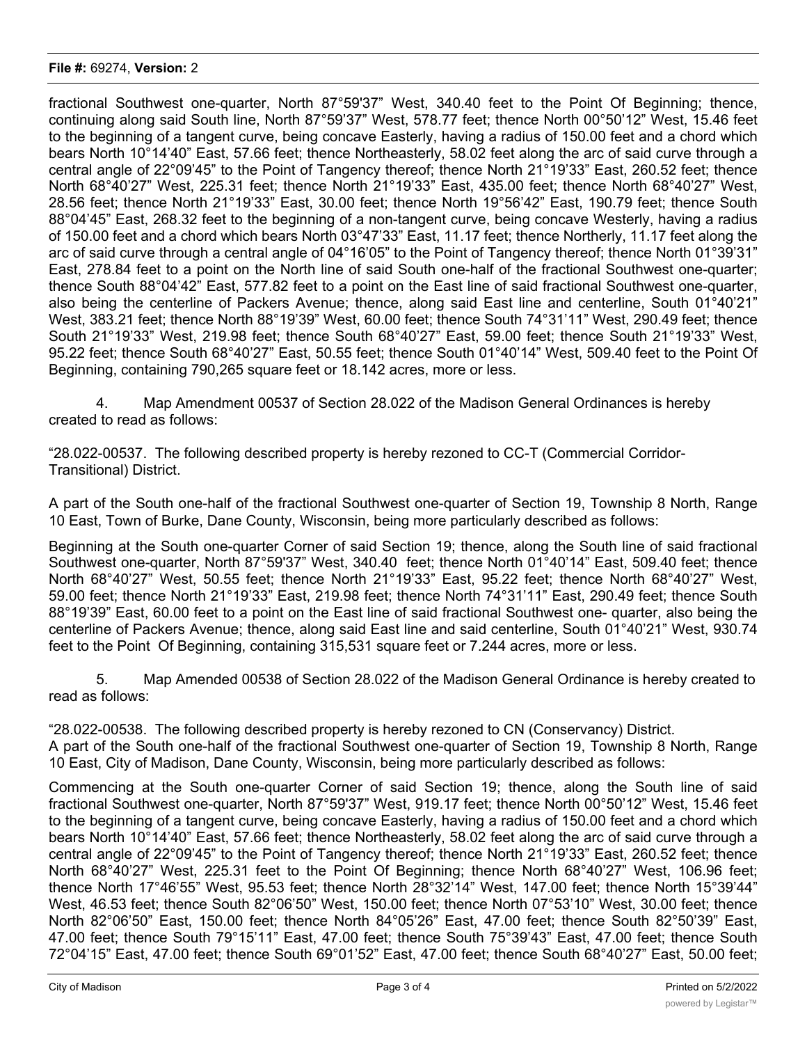fractional Southwest one-quarter, North 87°59'37" West, 340.40 feet to the Point Of Beginning; thence, continuing along said South line, North 87°59'37" West, 578.77 feet; thence North 00°50'12" West, 15.46 feet to the beginning of a tangent curve, being concave Easterly, having a radius of 150.00 feet and a chord which bears North 10°14'40" East, 57.66 feet; thence Northeasterly, 58.02 feet along the arc of said curve through a central angle of 22°09'45" to the Point of Tangency thereof; thence North 21°19'33" East, 260.52 feet; thence North 68°40'27" West, 225.31 feet; thence North 21°19'33" East, 435.00 feet; thence North 68°40'27" West, 28.56 feet; thence North 21°19'33" East, 30.00 feet; thence North 19°56'42" East, 190.79 feet; thence South 88°04'45" East, 268.32 feet to the beginning of a non-tangent curve, being concave Westerly, having a radius of 150.00 feet and a chord which bears North 03°47'33" East, 11.17 feet; thence Northerly, 11.17 feet along the arc of said curve through a central angle of 04°16'05" to the Point of Tangency thereof; thence North 01°39'31" East, 278.84 feet to a point on the North line of said South one-half of the fractional Southwest one-quarter; thence South 88°04'42" East, 577.82 feet to a point on the East line of said fractional Southwest one-quarter, also being the centerline of Packers Avenue; thence, along said East line and centerline, South 01°40'21" West, 383.21 feet; thence North 88°19'39" West, 60.00 feet; thence South 74°31'11" West, 290.49 feet; thence South 21°19'33" West, 219.98 feet; thence South 68°40'27" East, 59.00 feet; thence South 21°19'33" West, 95.22 feet; thence South 68°40'27" East, 50.55 feet; thence South 01°40'14" West, 509.40 feet to the Point Of Beginning, containing 790,265 square feet or 18.142 acres, more or less.

4. Map Amendment 00537 of Section 28.022 of the Madison General Ordinances is hereby created to read as follows:

"28.022-00537. The following described property is hereby rezoned to CC-T (Commercial Corridor-Transitional) District.

A part of the South one-half of the fractional Southwest one-quarter of Section 19, Township 8 North, Range 10 East, Town of Burke, Dane County, Wisconsin, being more particularly described as follows:

Beginning at the South one-quarter Corner of said Section 19; thence, along the South line of said fractional Southwest one-quarter, North 87°59'37" West, 340.40 feet; thence North 01°40'14" East, 509.40 feet; thence North 68°40'27" West, 50.55 feet; thence North 21°19'33" East, 95.22 feet; thence North 68°40'27" West, 59.00 feet; thence North 21°19'33" East, 219.98 feet; thence North 74°31'11" East, 290.49 feet; thence South 88°19'39" East, 60.00 feet to a point on the East line of said fractional Southwest one- quarter, also being the centerline of Packers Avenue; thence, along said East line and said centerline, South 01°40'21" West, 930.74 feet to the Point Of Beginning, containing 315,531 square feet or 7.244 acres, more or less.

5. Map Amended 00538 of Section 28.022 of the Madison General Ordinance is hereby created to read as follows:

"28.022-00538. The following described property is hereby rezoned to CN (Conservancy) District.
A part of the South one-half of the fractional Southwest one-quarter of Section 19, Township 8 North, Range 10 East, City of Madison, Dane County, Wisconsin, being more particularly described as follows:

Commencing at the South one-quarter Corner of said Section 19; thence, along the South line of said fractional Southwest one-quarter, North 87°59'37" West, 919.17 feet; thence North 00°50'12" West, 15.46 feet to the beginning of a tangent curve, being concave Easterly, having a radius of 150.00 feet and a chord which bears North 10°14'40" East, 57.66 feet; thence Northeasterly, 58.02 feet along the arc of said curve through a central angle of 22°09'45" to the Point of Tangency thereof; thence North 21°19'33" East, 260.52 feet; thence North 68°40'27" West, 225.31 feet to the Point Of Beginning; thence North 68°40'27" West, 106.96 feet; thence North 17°46'55" West, 95.53 feet; thence North 28°32'14" West, 147.00 feet; thence North 15°39'44" West, 46.53 feet; thence South 82°06'50" West, 150.00 feet; thence North 07°53'10" West, 30.00 feet; thence North 82°06'50" East, 150.00 feet; thence North 84°05'26" East, 47.00 feet; thence South 82°50'39" East, 47.00 feet; thence South 79°15'11" East, 47.00 feet; thence South 75°39'43" East, 47.00 feet; thence South 72°04'15" East, 47.00 feet; thence South 69°01'52" East, 47.00 feet; thence South 68°40'27" East, 50.00 feet;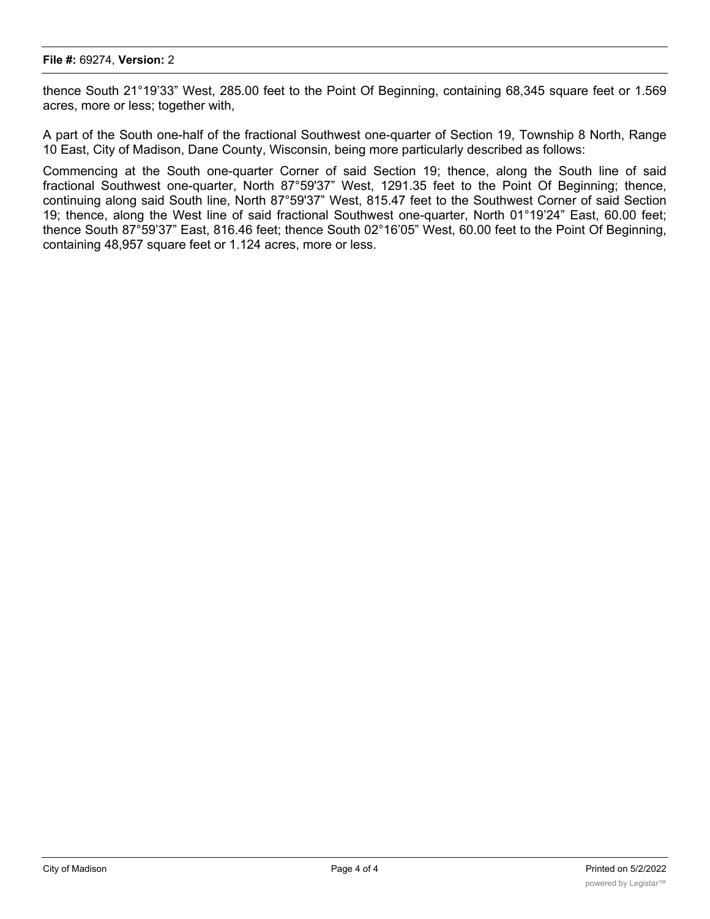thence South 21°19’33” West, 285.00 feet to the Point Of Beginning, containing 68,345 square feet or 1.569 acres, more or less; together with,

A part of the South one-half of the fractional Southwest one-quarter of Section 19, Township 8 North, Range 10 East, City of Madison, Dane County, Wisconsin, being more particularly described as follows:

Commencing at the South one-quarter Corner of said Section 19; thence, along the South line of said fractional Southwest one-quarter, North 87°59'37” West, 1291.35 feet to the Point Of Beginning; thence, continuing along said South line, North 87°59'37” West, 815.47 feet to the Southwest Corner of said Section 19; thence, along the West line of said fractional Southwest one-quarter, North 01°19’24” East, 60.00 feet; thence South 87°59’37” East, 816.46 feet; thence South 02°16’05” West, 60.00 feet to the Point Of Beginning, containing 48,957 square feet or 1.124 acres, more or less.